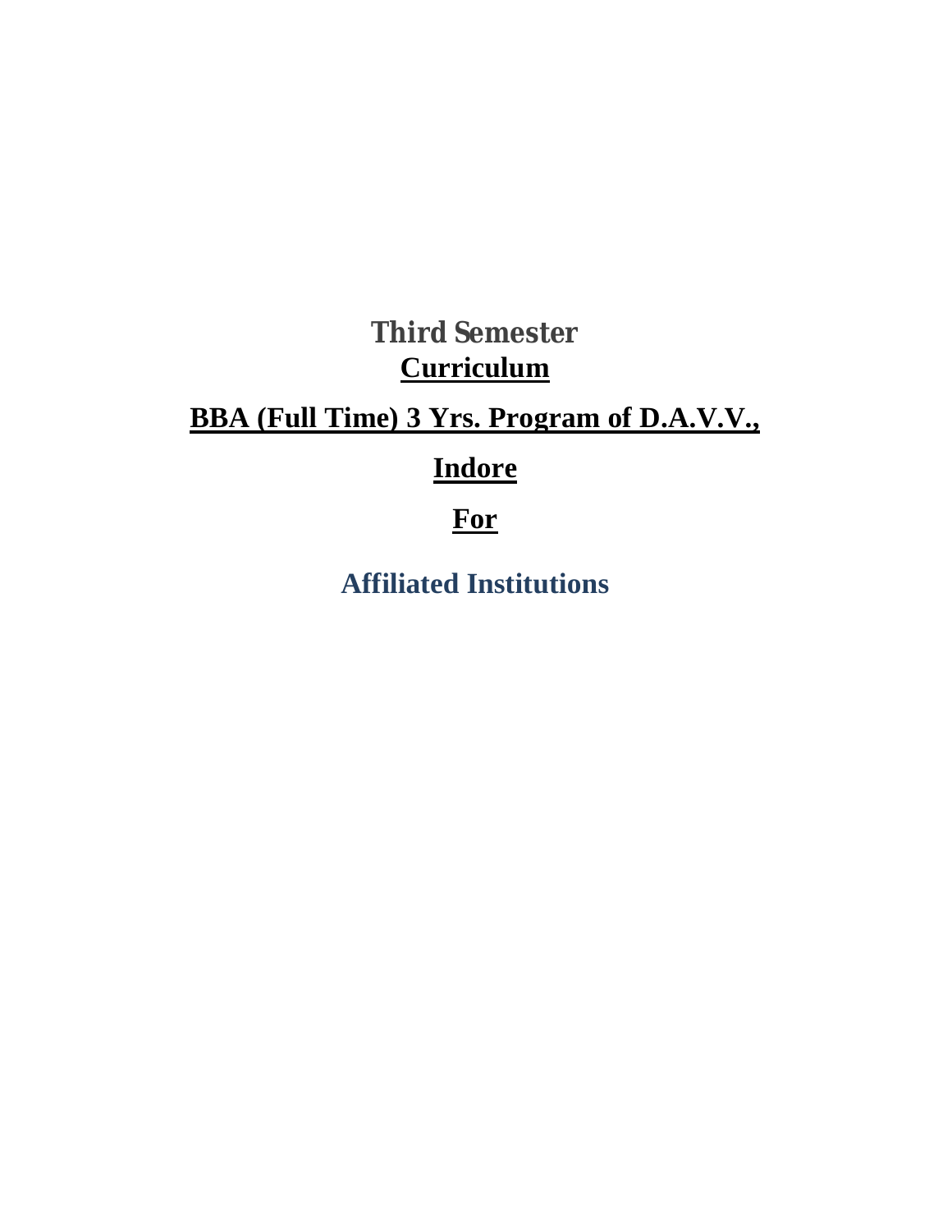# Third Semester

## **Curriculum**

## **BBA (Full Time) 3 Yrs. Program of D.A.V.V.,**

## **Indore**

## **For**

## **Affiliated Institutions**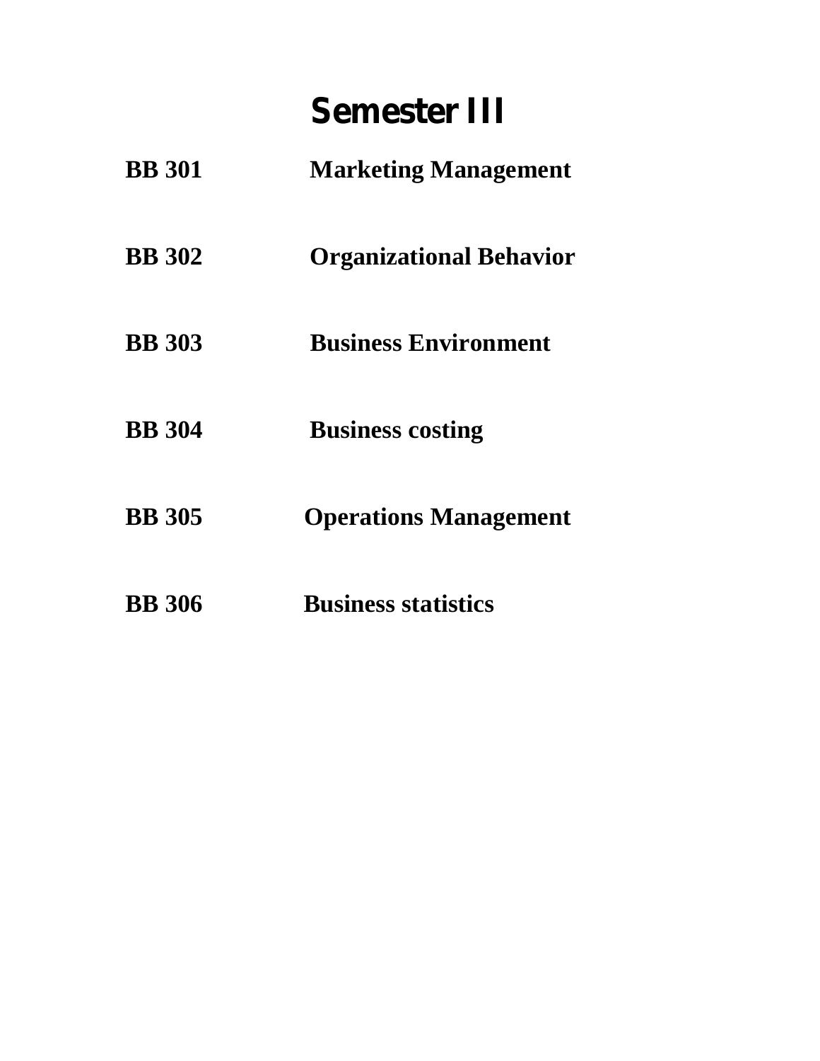# Semester III

**BB 301** **Marketing Management**

**BB 302** **Organizational Behavior**

**BB 303** **Business Environment**

**BB 304** **Business costing**

**BB 305** **Operations Management**

**BB 306** **Business statistics**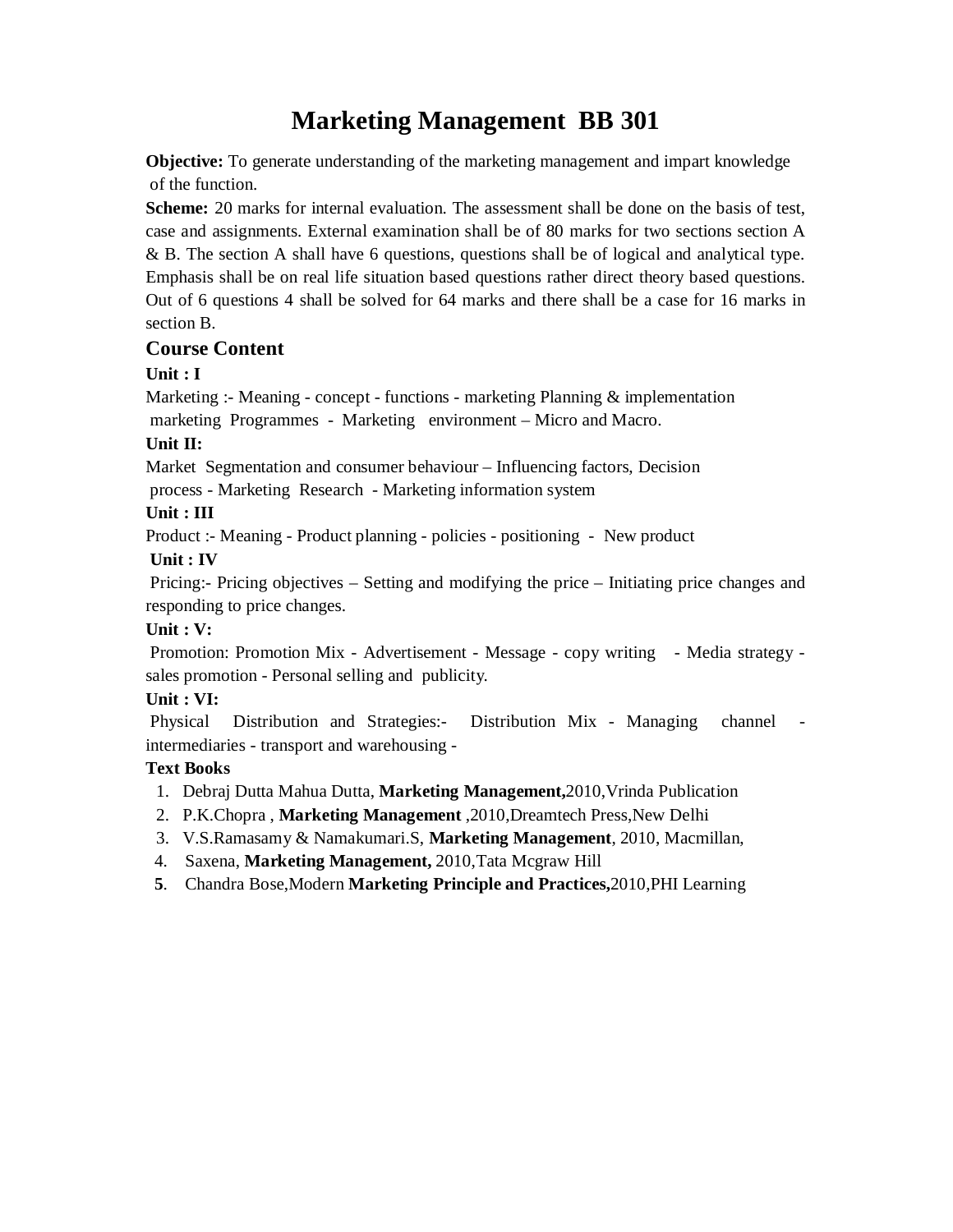# Marketing Management BB 301

**Objective:** To generate understanding of the marketing management and impart knowledge of the function.

**Scheme:** 20 marks for internal evaluation. The assessment shall be done on the basis of test, case and assignments. External examination shall be of 80 marks for two sections section A & B. The section A shall have 6 questions, questions shall be of logical and analytical type. Emphasis shall be on real life situation based questions rather direct theory based questions. Out of 6 questions 4 shall be solved for 64 marks and there shall be a case for 16 marks in section B.

## Course Content

**Unit : I**

Marketing :- Meaning - concept - functions - marketing Planning & implementation marketing Programmes - Marketing environment – Micro and Macro.

**Unit II:**

Market Segmentation and consumer behaviour – Influencing factors, Decision process - Marketing Research - Marketing information system

**Unit : III**

Product :- Meaning - Product planning - policies - positioning - New product

**Unit : IV**

Pricing:- Pricing objectives – Setting and modifying the price – Initiating price changes and responding to price changes.

**Unit : V:**

Promotion: Promotion Mix - Advertisement - Message - copy writing - Media strategy - sales promotion - Personal selling and publicity.

**Unit : VI:**

Physical Distribution and Strategies:- Distribution Mix - Managing channel - intermediaries - transport and warehousing -

**Text Books**

1. Debraj Dutta Mahua Dutta, **Marketing Management,**2010,Vrinda Publication
2. P.K.Chopra , **Marketing Management** ,2010,Dreamtech Press,New Delhi
3. V.S.Ramasamy & Namakumari.S, **Marketing Management**, 2010, Macmillan,
4. Saxena, **Marketing Management,** 2010,Tata Mcgraw Hill
5. Chandra Bose,Modern **Marketing Principle and Practices,**2010,PHI Learning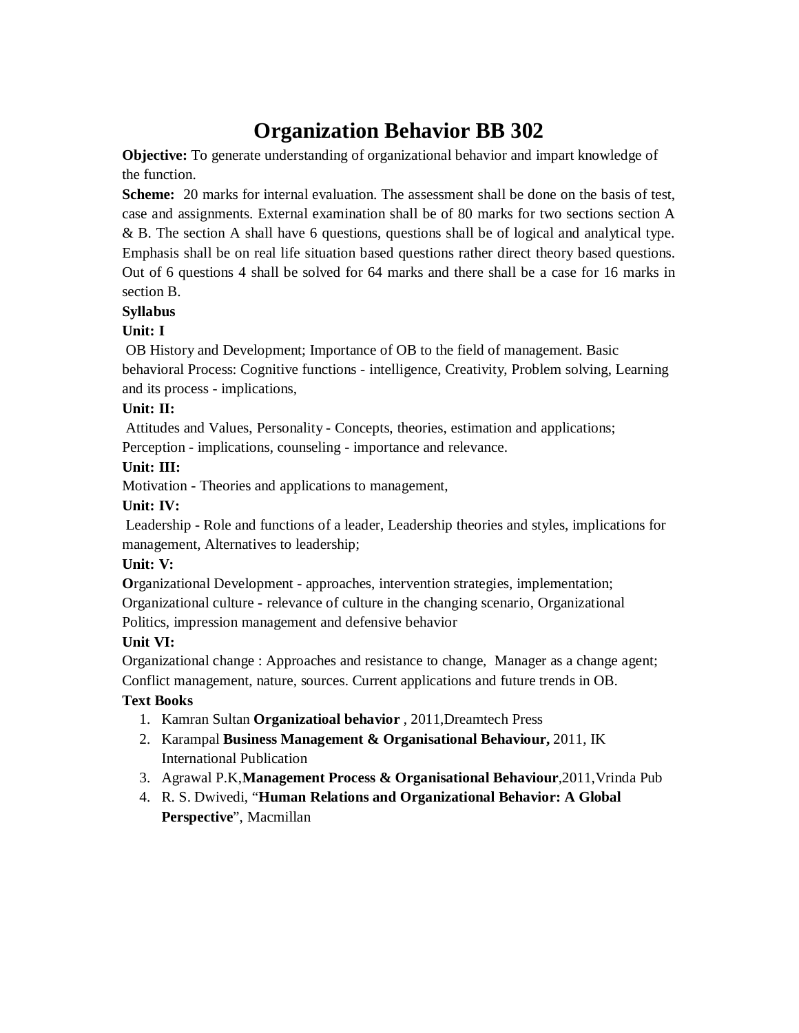# Organization Behavior BB 302

**Objective:** To generate understanding of organizational behavior and impart knowledge of the function.

**Scheme:** 20 marks for internal evaluation. The assessment shall be done on the basis of test, case and assignments. External examination shall be of 80 marks for two sections section A & B. The section A shall have 6 questions, questions shall be of logical and analytical type. Emphasis shall be on real life situation based questions rather direct theory based questions. Out of 6 questions 4 shall be solved for 64 marks and there shall be a case for 16 marks in section B.

**Syllabus**

**Unit: I**

OB History and Development; Importance of OB to the field of management. Basic behavioral Process: Cognitive functions - intelligence, Creativity, Problem solving, Learning and its process - implications,

**Unit: II:**

Attitudes and Values, Personality - Concepts, theories, estimation and applications; Perception - implications, counseling - importance and relevance.

**Unit: III:**

Motivation - Theories and applications to management,

**Unit: IV:**

Leadership - Role and functions of a leader, Leadership theories and styles, implications for management, Alternatives to leadership;

**Unit: V:**

**O**rganizational Development - approaches, intervention strategies, implementation; Organizational culture - relevance of culture in the changing scenario, Organizational Politics, impression management and defensive behavior

**Unit VI:**

Organizational change : Approaches and resistance to change, Manager as a change agent; Conflict management, nature, sources. Current applications and future trends in OB.

**Text Books**

1. Kamran Sultan **Organizatioal behavior** , 2011,Dreamtech Press
2. Karampal **Business Management & Organisational Behaviour,** 2011, IK International Publication
3. Agrawal P.K,**Management Process & Organisational Behaviour**,2011,Vrinda Pub
4. R. S. Dwivedi, "**Human Relations and Organizational Behavior: A Global Perspective**", Macmillan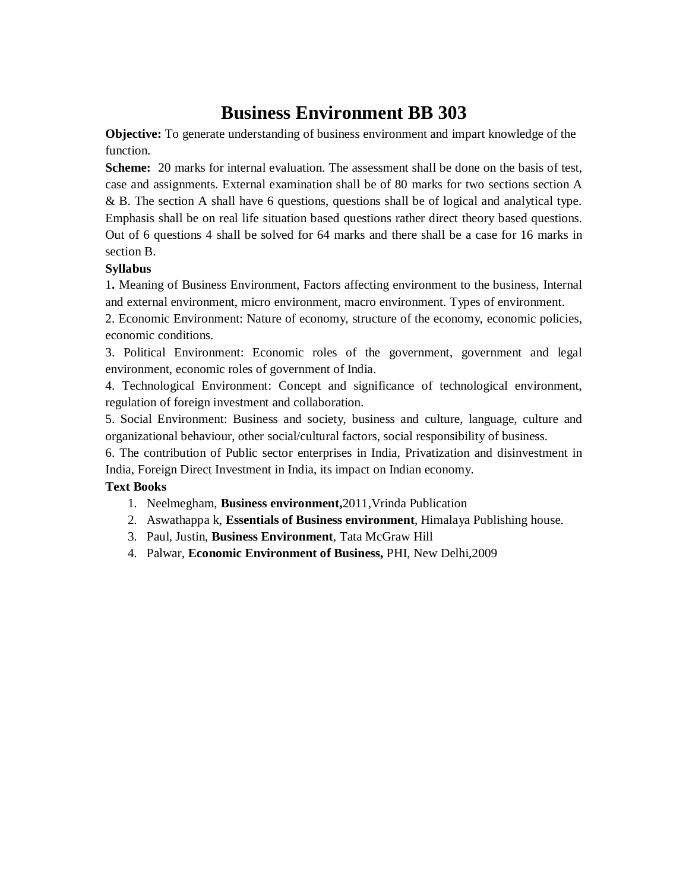# Business Environment BB 303

**Objective:** To generate understanding of business environment and impart knowledge of the function.

**Scheme:** 20 marks for internal evaluation. The assessment shall be done on the basis of test, case and assignments. External examination shall be of 80 marks for two sections section A & B. The section A shall have 6 questions, questions shall be of logical and analytical type. Emphasis shall be on real life situation based questions rather direct theory based questions. Out of 6 questions 4 shall be solved for 64 marks and there shall be a case for 16 marks in section B.

**Syllabus**

1**.** Meaning of Business Environment, Factors affecting environment to the business, Internal and external environment, micro environment, macro environment. Types of environment.

2. Economic Environment: Nature of economy, structure of the economy, economic policies, economic conditions.

3. Political Environment: Economic roles of the government, government and legal environment, economic roles of government of India.

4. Technological Environment: Concept and significance of technological environment, regulation of foreign investment and collaboration.

5. Social Environment: Business and society, business and culture, language, culture and organizational behaviour, other social/cultural factors, social responsibility of business.

6. The contribution of Public sector enterprises in India, Privatization and disinvestment in India, Foreign Direct Investment in India, its impact on Indian economy.

**Text Books**

1. Neelmegham, **Business environment,**2011,Vrinda Publication
2. Aswathappa k, **Essentials of Business environment**, Himalaya Publishing house.
3. Paul, Justin, **Business Environment**, Tata McGraw Hill
4. Palwar, **Economic Environment of Business,** PHI, New Delhi,2009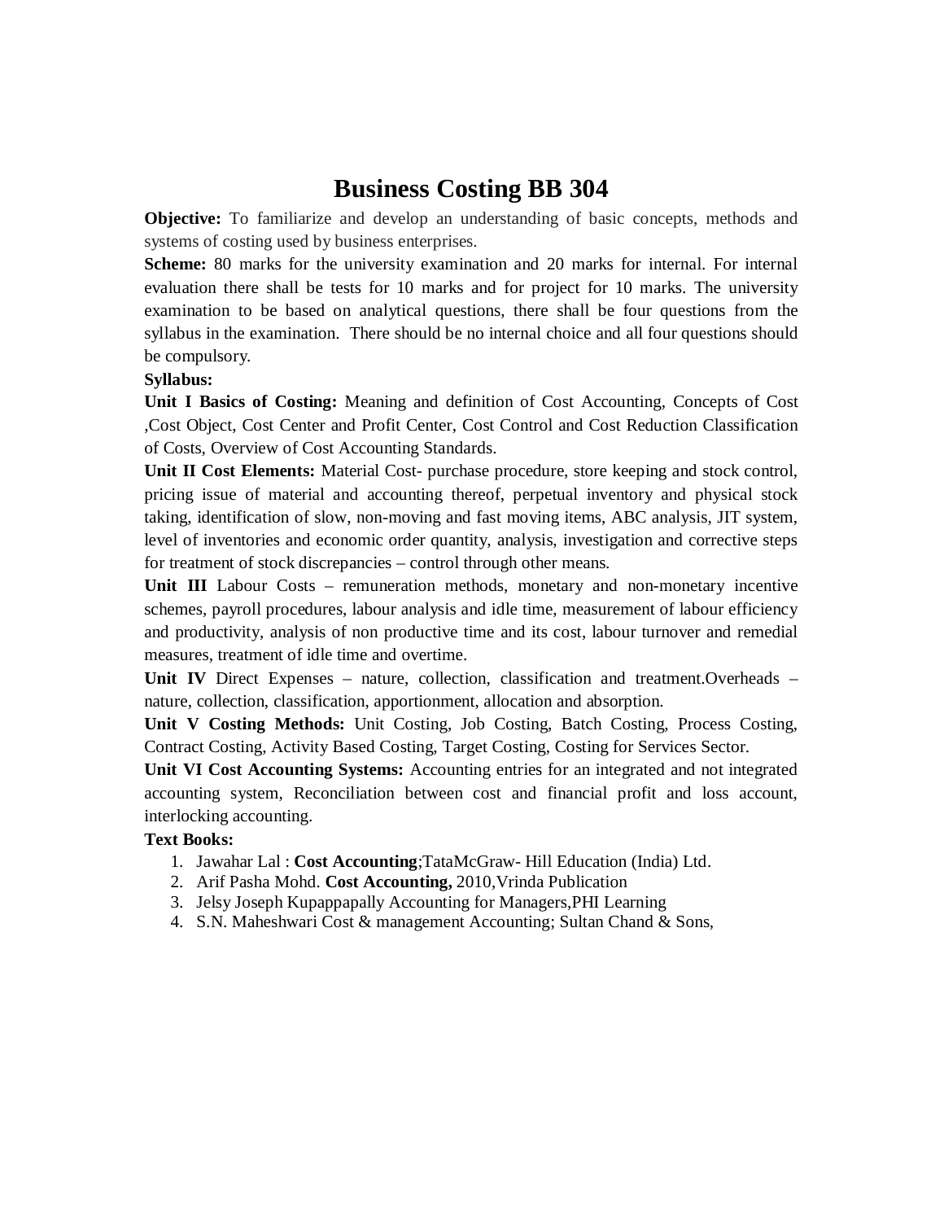# Business Costing BB 304

**Objective:** To familiarize and develop an understanding of basic concepts, methods and systems of costing used by business enterprises.

**Scheme:** 80 marks for the university examination and 20 marks for internal. For internal evaluation there shall be tests for 10 marks and for project for 10 marks. The university examination to be based on analytical questions, there shall be four questions from the syllabus in the examination. There should be no internal choice and all four questions should be compulsory.

**Syllabus:**

**Unit I Basics of Costing:** Meaning and definition of Cost Accounting, Concepts of Cost ,Cost Object, Cost Center and Profit Center, Cost Control and Cost Reduction Classification of Costs, Overview of Cost Accounting Standards.

**Unit II Cost Elements:** Material Cost- purchase procedure, store keeping and stock control, pricing issue of material and accounting thereof, perpetual inventory and physical stock taking, identification of slow, non-moving and fast moving items, ABC analysis, JIT system, level of inventories and economic order quantity, analysis, investigation and corrective steps for treatment of stock discrepancies – control through other means.

**Unit III** Labour Costs – remuneration methods, monetary and non-monetary incentive schemes, payroll procedures, labour analysis and idle time, measurement of labour efficiency and productivity, analysis of non productive time and its cost, labour turnover and remedial measures, treatment of idle time and overtime.

**Unit IV** Direct Expenses – nature, collection, classification and treatment.Overheads – nature, collection, classification, apportionment, allocation and absorption.

**Unit V Costing Methods:** Unit Costing, Job Costing, Batch Costing, Process Costing, Contract Costing, Activity Based Costing, Target Costing, Costing for Services Sector.

**Unit VI Cost Accounting Systems:** Accounting entries for an integrated and not integrated accounting system, Reconciliation between cost and financial profit and loss account, interlocking accounting.

**Text Books:**

1. Jawahar Lal : **Cost Accounting**;TataMcGraw- Hill Education (India) Ltd.
2. Arif Pasha Mohd. **Cost Accounting,** 2010,Vrinda Publication
3. Jelsy Joseph Kupappapally Accounting for Managers,PHI Learning
4. S.N. Maheshwari Cost & management Accounting; Sultan Chand & Sons,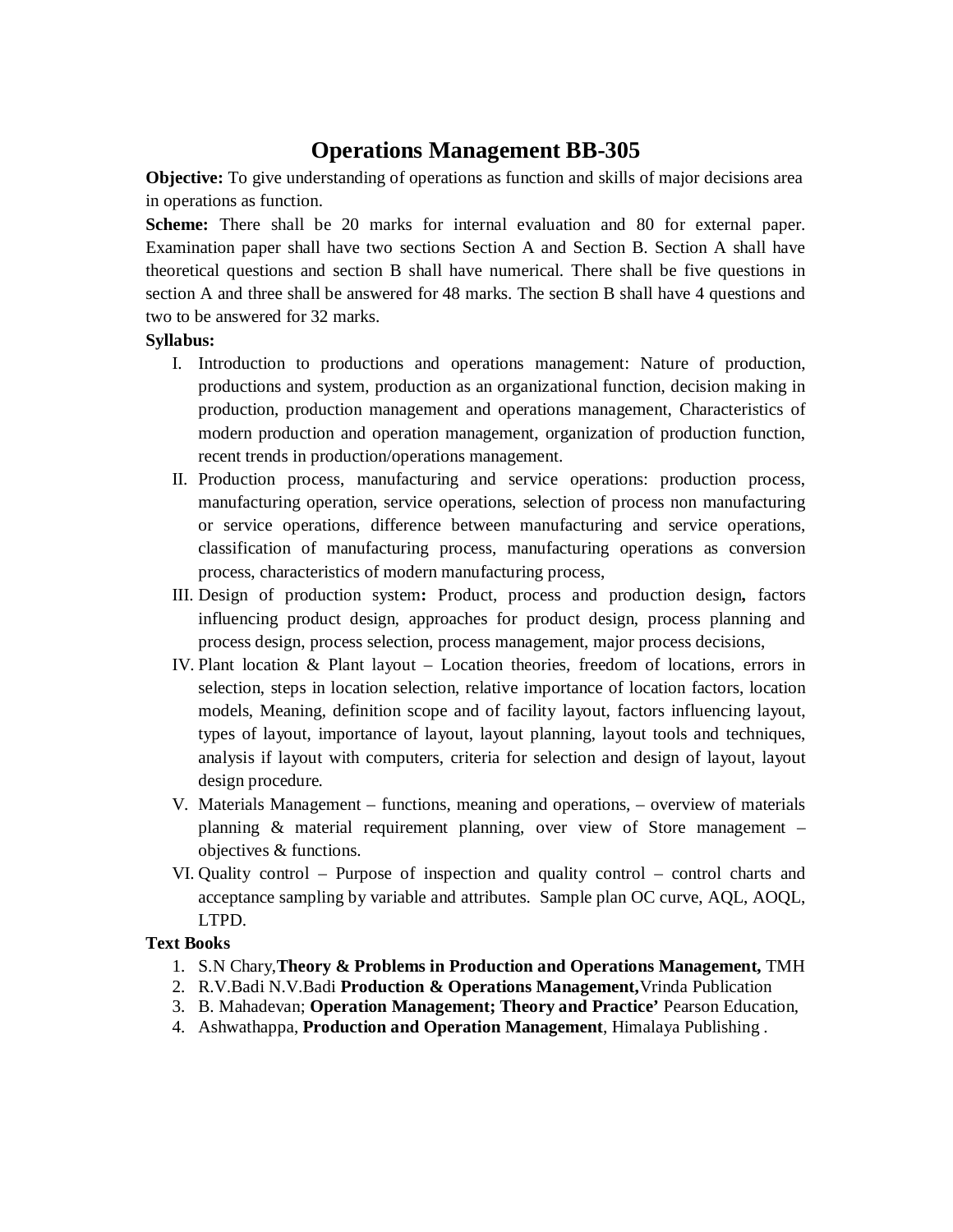# Operations Management BB-305

**Objective:** To give understanding of operations as function and skills of major decisions area in operations as function.

**Scheme:** There shall be 20 marks for internal evaluation and 80 for external paper. Examination paper shall have two sections Section A and Section B. Section A shall have theoretical questions and section B shall have numerical. There shall be five questions in section A and three shall be answered for 48 marks. The section B shall have 4 questions and two to be answered for 32 marks.

**Syllabus:**

I. Introduction to productions and operations management: Nature of production, productions and system, production as an organizational function, decision making in production, production management and operations management, Characteristics of modern production and operation management, organization of production function, recent trends in production/operations management.

II. Production process, manufacturing and service operations: production process, manufacturing operation, service operations, selection of process non manufacturing or service operations, difference between manufacturing and service operations, classification of manufacturing process, manufacturing operations as conversion process, characteristics of modern manufacturing process,

III. Design of production system**:** Product, process and production design**,** factors influencing product design, approaches for product design, process planning and process design, process selection, process management, major process decisions,

IV. Plant location & Plant layout – Location theories, freedom of locations, errors in selection, steps in location selection, relative importance of location factors, location models, Meaning, definition scope and of facility layout, factors influencing layout, types of layout, importance of layout, layout planning, layout tools and techniques, analysis if layout with computers, criteria for selection and design of layout, layout design procedure.

V. Materials Management – functions, meaning and operations, – overview of materials planning & material requirement planning, over view of Store management – objectives & functions.

VI. Quality control – Purpose of inspection and quality control – control charts and acceptance sampling by variable and attributes. Sample plan OC curve, AQL, AOQL, LTPD.

**Text Books**

1. S.N Chary,**Theory & Problems in Production and Operations Management,** TMH
2. R.V.Badi N.V.Badi **Production & Operations Management,**Vrinda Publication
3. B. Mahadevan; **Operation Management; Theory and Practice'** Pearson Education,
4. Ashwathappa, **Production and Operation Management**, Himalaya Publishing .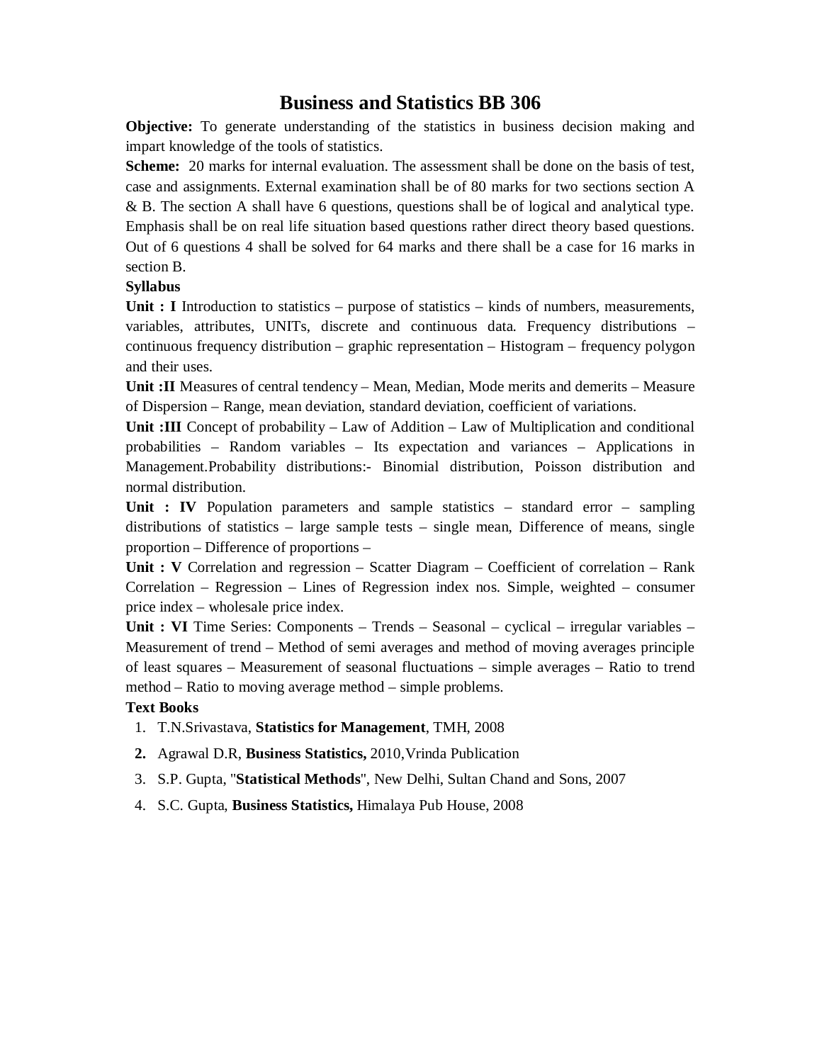# Business and Statistics BB 306

**Objective:** To generate understanding of the statistics in business decision making and impart knowledge of the tools of statistics.

**Scheme:** 20 marks for internal evaluation. The assessment shall be done on the basis of test, case and assignments. External examination shall be of 80 marks for two sections section A & B. The section A shall have 6 questions, questions shall be of logical and analytical type. Emphasis shall be on real life situation based questions rather direct theory based questions. Out of 6 questions 4 shall be solved for 64 marks and there shall be a case for 16 marks in section B.

**Syllabus**

**Unit : I** Introduction to statistics – purpose of statistics – kinds of numbers, measurements, variables, attributes, UNITs, discrete and continuous data. Frequency distributions – continuous frequency distribution – graphic representation – Histogram – frequency polygon and their uses.

**Unit :II** Measures of central tendency – Mean, Median, Mode merits and demerits – Measure of Dispersion – Range, mean deviation, standard deviation, coefficient of variations.

**Unit :III** Concept of probability – Law of Addition – Law of Multiplication and conditional probabilities – Random variables – Its expectation and variances – Applications in Management.Probability distributions:- Binomial distribution, Poisson distribution and normal distribution.

**Unit : IV** Population parameters and sample statistics – standard error – sampling distributions of statistics – large sample tests – single mean, Difference of means, single proportion – Difference of proportions –

**Unit : V** Correlation and regression – Scatter Diagram – Coefficient of correlation – Rank Correlation – Regression – Lines of Regression index nos. Simple, weighted – consumer price index – wholesale price index.

**Unit : VI** Time Series: Components – Trends – Seasonal – cyclical – irregular variables – Measurement of trend – Method of semi averages and method of moving averages principle of least squares – Measurement of seasonal fluctuations – simple averages – Ratio to trend method – Ratio to moving average method – simple problems.

**Text Books**

1. T.N.Srivastava, **Statistics for Management**, TMH, 2008
2. Agrawal D.R, **Business Statistics,** 2010,Vrinda Publication
3. S.P. Gupta, "**Statistical Methods**", New Delhi, Sultan Chand and Sons, 2007
4. S.C. Gupta, **Business Statistics,** Himalaya Pub House, 2008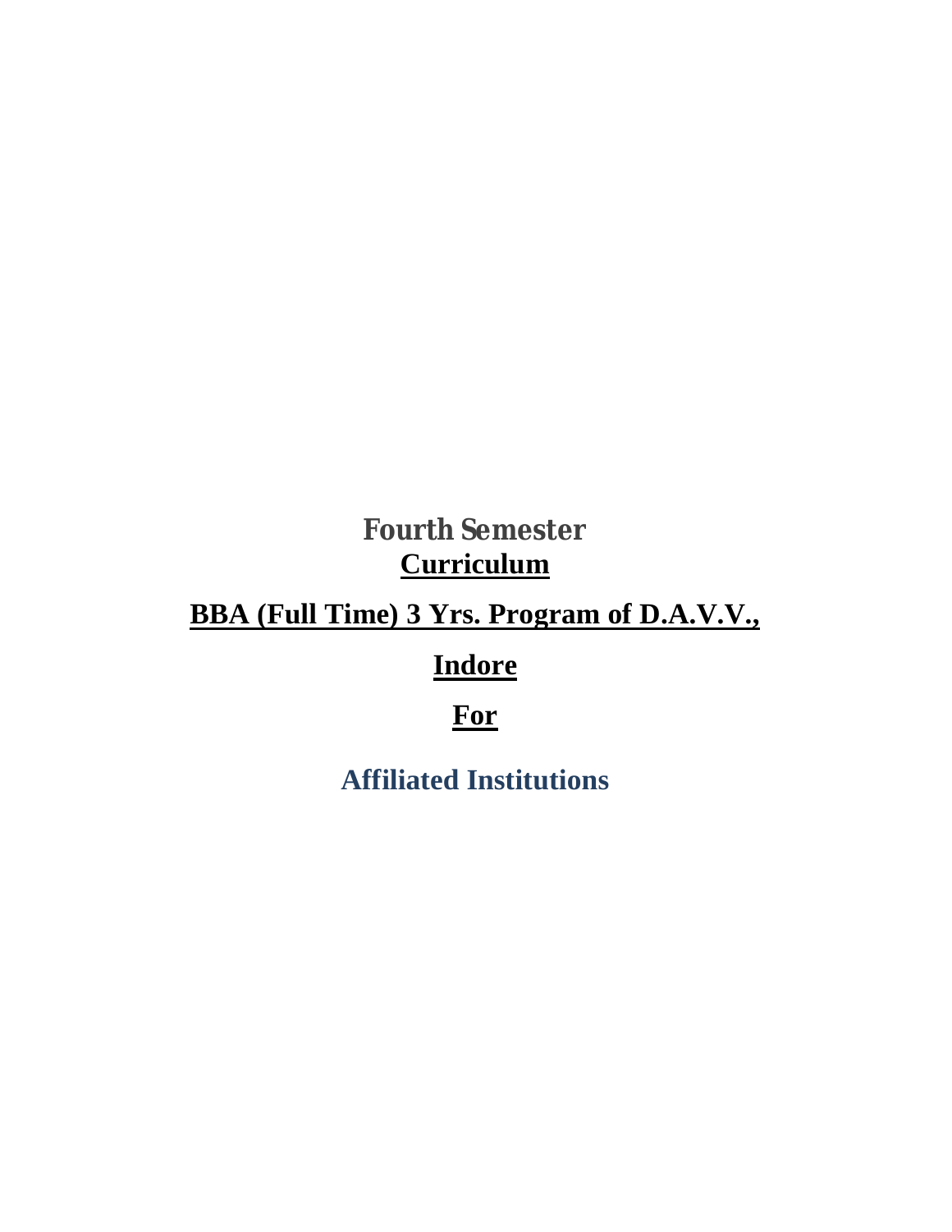# Fourth Semester

## Curriculum

## BBA (Full Time) 3 Yrs. Program of D.A.V.V.,

## Indore

## For

## Affiliated Institutions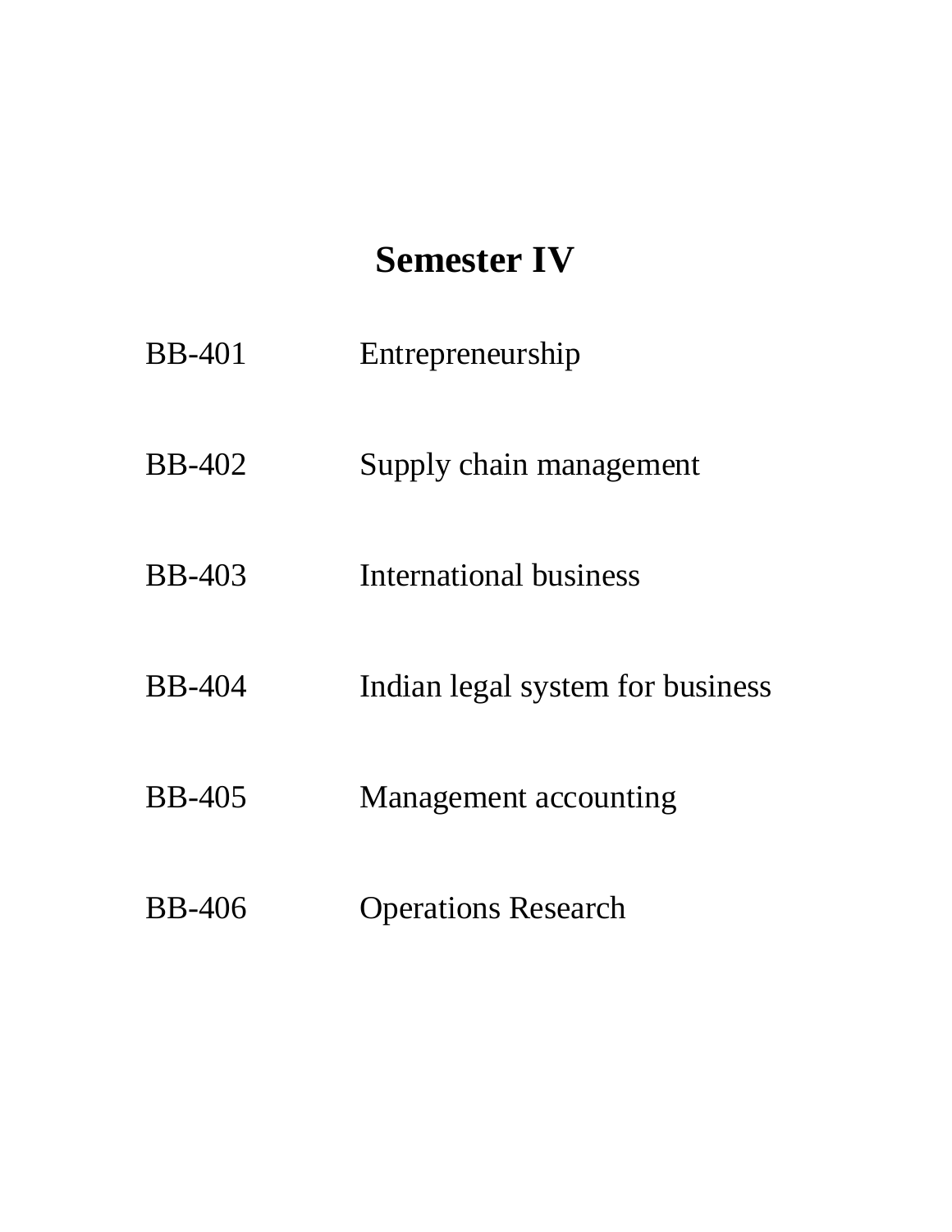# Semester IV

| | |
|---|---|
| BB-401 | Entrepreneurship |
| BB-402 | Supply chain management |
| BB-403 | International business |
| BB-404 | Indian legal system for business |
| BB-405 | Management accounting |
| BB-406 | Operations Research |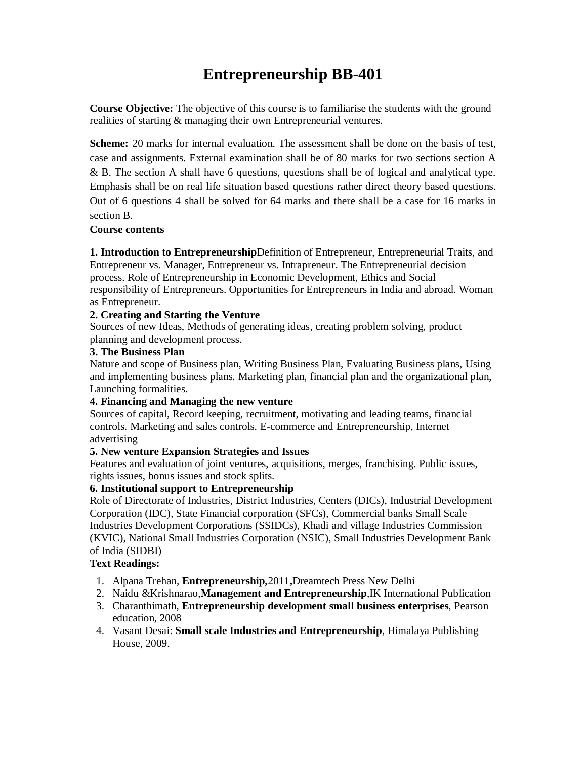# Entrepreneurship BB-401

**Course Objective:** The objective of this course is to familiarise the students with the ground realities of starting & managing their own Entrepreneurial ventures.

**Scheme:** 20 marks for internal evaluation. The assessment shall be done on the basis of test, case and assignments. External examination shall be of 80 marks for two sections section A & B. The section A shall have 6 questions, questions shall be of logical and analytical type. Emphasis shall be on real life situation based questions rather direct theory based questions. Out of 6 questions 4 shall be solved for 64 marks and there shall be a case for 16 marks in section B.

**Course contents**

**1. Introduction to Entrepreneurship**Definition of Entrepreneur, Entrepreneurial Traits, and Entrepreneur vs. Manager, Entrepreneur vs. Intrapreneur. The Entrepreneurial decision process. Role of Entrepreneurship in Economic Development, Ethics and Social responsibility of Entrepreneurs. Opportunities for Entrepreneurs in India and abroad. Woman as Entrepreneur.

**2. Creating and Starting the Venture**
Sources of new Ideas, Methods of generating ideas, creating problem solving, product planning and development process.

**3. The Business Plan**
Nature and scope of Business plan, Writing Business Plan, Evaluating Business plans, Using and implementing business plans. Marketing plan, financial plan and the organizational plan, Launching formalities.

**4. Financing and Managing the new venture**
Sources of capital, Record keeping, recruitment, motivating and leading teams, financial controls. Marketing and sales controls. E-commerce and Entrepreneurship, Internet advertising

**5. New venture Expansion Strategies and Issues**
Features and evaluation of joint ventures, acquisitions, merges, franchising. Public issues, rights issues, bonus issues and stock splits.

**6. Institutional support to Entrepreneurship**
Role of Directorate of Industries, District Industries, Centers (DICs), Industrial Development Corporation (IDC), State Financial corporation (SFCs), Commercial banks Small Scale Industries Development Corporations (SSIDCs), Khadi and village Industries Commission (KVIC), National Small Industries Corporation (NSIC), Small Industries Development Bank of India (SIDBI)

**Text Readings:**

1. Alpana Trehan, **Entrepreneurship,**2011**,**Dreamtech Press New Delhi
2. Naidu &Krishnarao,**Management and Entrepreneurship**,IK International Publication
3. Charanthimath, **Entrepreneurship development small business enterprises**, Pearson education, 2008
4. Vasant Desai: **Small scale Industries and Entrepreneurship**, Himalaya Publishing House, 2009.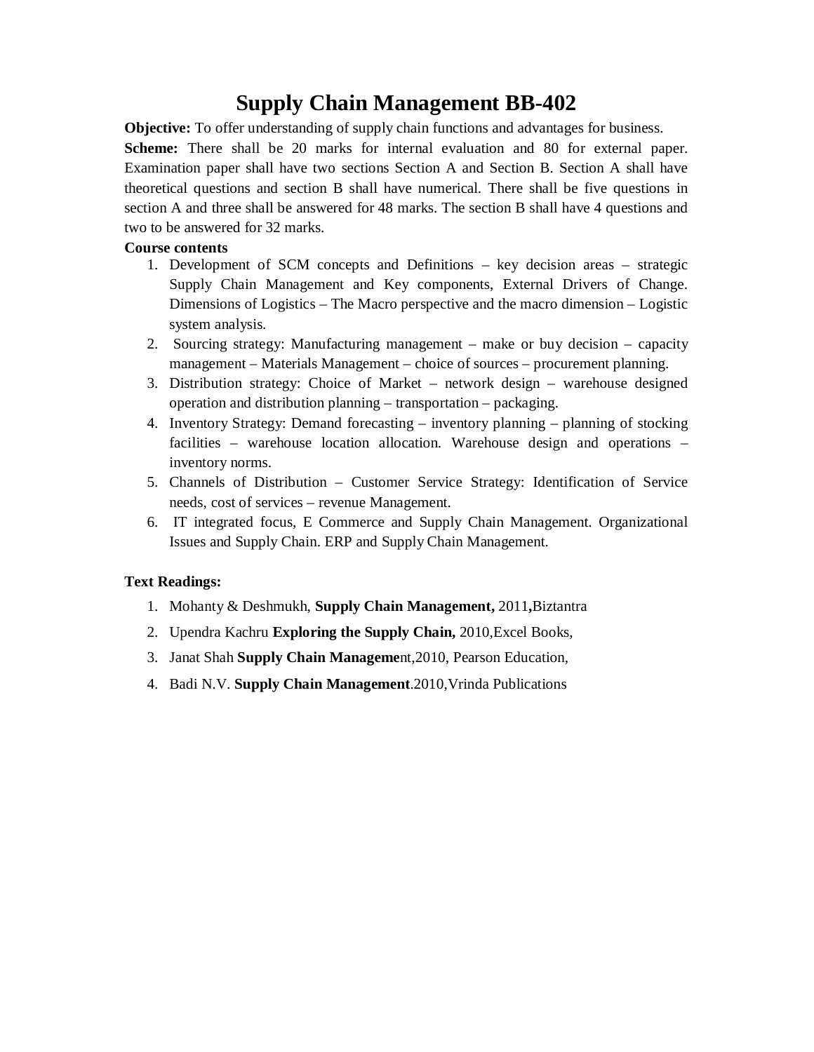# Supply Chain Management BB-402

**Objective:** To offer understanding of supply chain functions and advantages for business.

**Scheme:** There shall be 20 marks for internal evaluation and 80 for external paper. Examination paper shall have two sections Section A and Section B. Section A shall have theoretical questions and section B shall have numerical. There shall be five questions in section A and three shall be answered for 48 marks. The section B shall have 4 questions and two to be answered for 32 marks.

**Course contents**

1. Development of SCM concepts and Definitions – key decision areas – strategic Supply Chain Management and Key components, External Drivers of Change. Dimensions of Logistics – The Macro perspective and the macro dimension – Logistic system analysis.
2. Sourcing strategy: Manufacturing management – make or buy decision – capacity management – Materials Management – choice of sources – procurement planning.
3. Distribution strategy: Choice of Market – network design – warehouse designed operation and distribution planning – transportation – packaging.
4. Inventory Strategy: Demand forecasting – inventory planning – planning of stocking facilities – warehouse location allocation. Warehouse design and operations – inventory norms.
5. Channels of Distribution – Customer Service Strategy: Identification of Service needs, cost of services – revenue Management.
6. IT integrated focus, E Commerce and Supply Chain Management. Organizational Issues and Supply Chain. ERP and Supply Chain Management.

**Text Readings:**

1. Mohanty & Deshmukh, **Supply Chain Management,** 2011**,**Biztantra
2. Upendra Kachru **Exploring the Supply Chain,** 2010,Excel Books,
3. Janat Shah **Supply Chain Manageme**nt,2010, Pearson Education,
4. Badi N.V. **Supply Chain Management**.2010,Vrinda Publications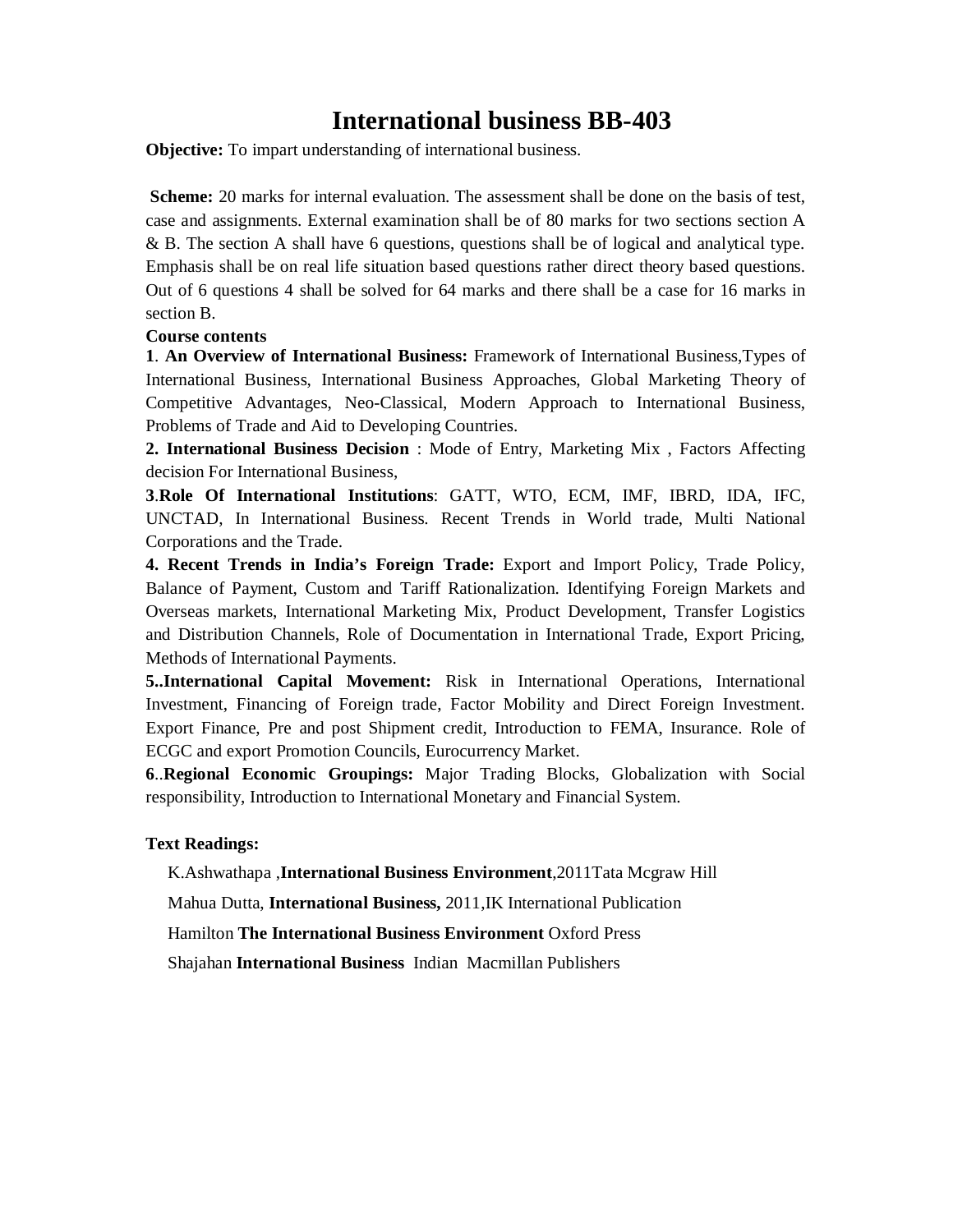# International business BB-403

**Objective:** To impart understanding of international business.

**Scheme:** 20 marks for internal evaluation. The assessment shall be done on the basis of test, case and assignments. External examination shall be of 80 marks for two sections section A & B. The section A shall have 6 questions, questions shall be of logical and analytical type. Emphasis shall be on real life situation based questions rather direct theory based questions. Out of 6 questions 4 shall be solved for 64 marks and there shall be a case for 16 marks in section B.

**Course contents**

**1**. **An Overview of International Business:** Framework of International Business,Types of International Business, International Business Approaches, Global Marketing Theory of Competitive Advantages, Neo-Classical, Modern Approach to International Business, Problems of Trade and Aid to Developing Countries.

**2. International Business Decision** : Mode of Entry, Marketing Mix , Factors Affecting decision For International Business,

**3**.**Role Of International Institutions**: GATT, WTO, ECM, IMF, IBRD, IDA, IFC, UNCTAD, In International Business. Recent Trends in World trade, Multi National Corporations and the Trade.

**4. Recent Trends in India's Foreign Trade:** Export and Import Policy, Trade Policy, Balance of Payment, Custom and Tariff Rationalization. Identifying Foreign Markets and Overseas markets, International Marketing Mix, Product Development, Transfer Logistics and Distribution Channels, Role of Documentation in International Trade, Export Pricing, Methods of International Payments.

**5..International Capital Movement:** Risk in International Operations, International Investment, Financing of Foreign trade, Factor Mobility and Direct Foreign Investment. Export Finance, Pre and post Shipment credit, Introduction to FEMA, Insurance. Role of ECGC and export Promotion Councils, Eurocurrency Market.

**6**..**Regional Economic Groupings:** Major Trading Blocks, Globalization with Social responsibility, Introduction to International Monetary and Financial System.

**Text Readings:**

K.Ashwathapa ,**International Business Environment**,2011Tata Mcgraw Hill

Mahua Dutta, **International Business,** 2011,IK International Publication

Hamilton **The International Business Environment** Oxford Press

Shajahan **International Business** Indian Macmillan Publishers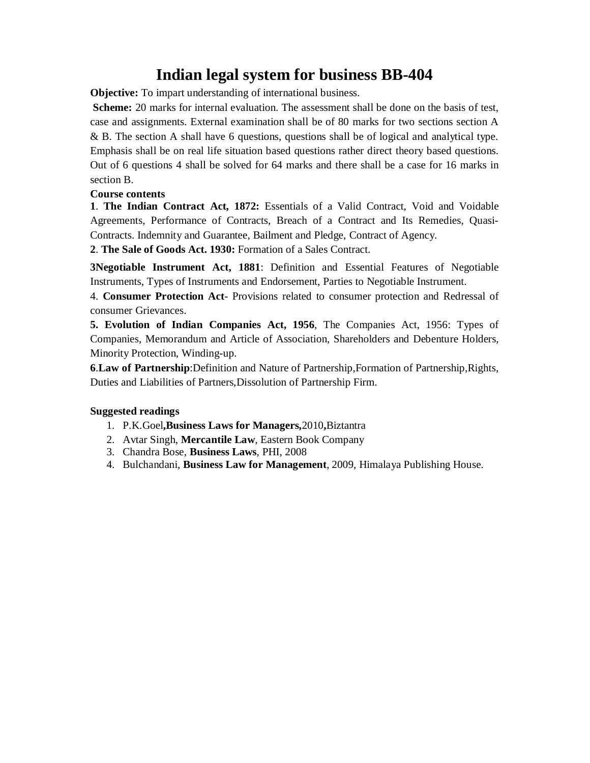# Indian legal system for business BB-404

**Objective:** To impart understanding of international business.

**Scheme:** 20 marks for internal evaluation. The assessment shall be done on the basis of test, case and assignments. External examination shall be of 80 marks for two sections section A & B. The section A shall have 6 questions, questions shall be of logical and analytical type. Emphasis shall be on real life situation based questions rather direct theory based questions. Out of 6 questions 4 shall be solved for 64 marks and there shall be a case for 16 marks in section B.

**Course contents**

**1**. **The Indian Contract Act, 1872:** Essentials of a Valid Contract, Void and Voidable Agreements, Performance of Contracts, Breach of a Contract and Its Remedies, Quasi-Contracts. Indemnity and Guarantee, Bailment and Pledge, Contract of Agency.

**2**. **The Sale of Goods Act. 1930:** Formation of a Sales Contract.

**3Negotiable Instrument Act, 1881**: Definition and Essential Features of Negotiable Instruments, Types of Instruments and Endorsement, Parties to Negotiable Instrument.

4. **Consumer Protection Act**- Provisions related to consumer protection and Redressal of consumer Grievances.

**5. Evolution of Indian Companies Act, 1956**, The Companies Act, 1956: Types of Companies, Memorandum and Article of Association, Shareholders and Debenture Holders, Minority Protection, Winding-up.

**6**.**Law of Partnership**:Definition and Nature of Partnership,Formation of Partnership,Rights, Duties and Liabilities of Partners,Dissolution of Partnership Firm.

**Suggested readings**

1. P.K.Goel**,Business Laws for Managers,**2010**,**Biztantra
2. Avtar Singh, **Mercantile Law**, Eastern Book Company
3. Chandra Bose, **Business Laws**, PHI, 2008
4. Bulchandani, **Business Law for Management**, 2009, Himalaya Publishing House.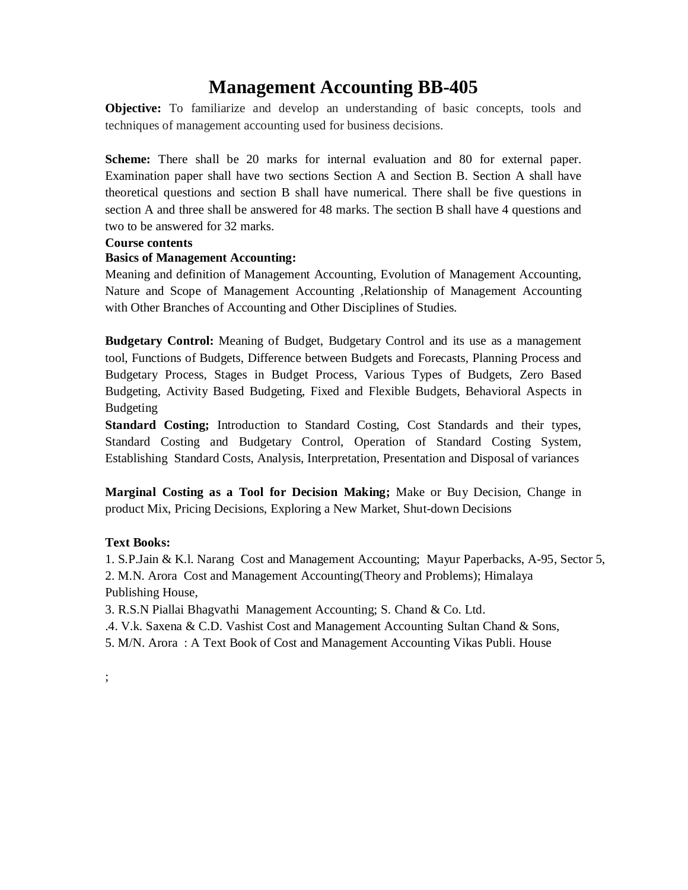# Management Accounting BB-405

**Objective:** To familiarize and develop an understanding of basic concepts, tools and techniques of management accounting used for business decisions.

**Scheme:** There shall be 20 marks for internal evaluation and 80 for external paper. Examination paper shall have two sections Section A and Section B. Section A shall have theoretical questions and section B shall have numerical. There shall be five questions in section A and three shall be answered for 48 marks. The section B shall have 4 questions and two to be answered for 32 marks.

**Course contents**

**Basics of Management Accounting:**

Meaning and definition of Management Accounting, Evolution of Management Accounting, Nature and Scope of Management Accounting ,Relationship of Management Accounting with Other Branches of Accounting and Other Disciplines of Studies.

**Budgetary Control:** Meaning of Budget, Budgetary Control and its use as a management tool, Functions of Budgets, Difference between Budgets and Forecasts, Planning Process and Budgetary Process, Stages in Budget Process, Various Types of Budgets, Zero Based Budgeting, Activity Based Budgeting, Fixed and Flexible Budgets, Behavioral Aspects in Budgeting

**Standard Costing;** Introduction to Standard Costing, Cost Standards and their types, Standard Costing and Budgetary Control, Operation of Standard Costing System, Establishing Standard Costs, Analysis, Interpretation, Presentation and Disposal of variances

**Marginal Costing as a Tool for Decision Making;** Make or Buy Decision, Change in product Mix, Pricing Decisions, Exploring a New Market, Shut-down Decisions

**Text Books:**

1. S.P.Jain & K.l. Narang Cost and Management Accounting; Mayur Paperbacks, A-95, Sector 5,
2. M.N. Arora Cost and Management Accounting(Theory and Problems); Himalaya Publishing House,
3. R.S.N Piallai Bhagvathi Management Accounting; S. Chand & Co. Ltd.

.4. V.k. Saxena & C.D. Vashist Cost and Management Accounting Sultan Chand & Sons,

5. M/N. Arora : A Text Book of Cost and Management Accounting Vikas Publi. House

;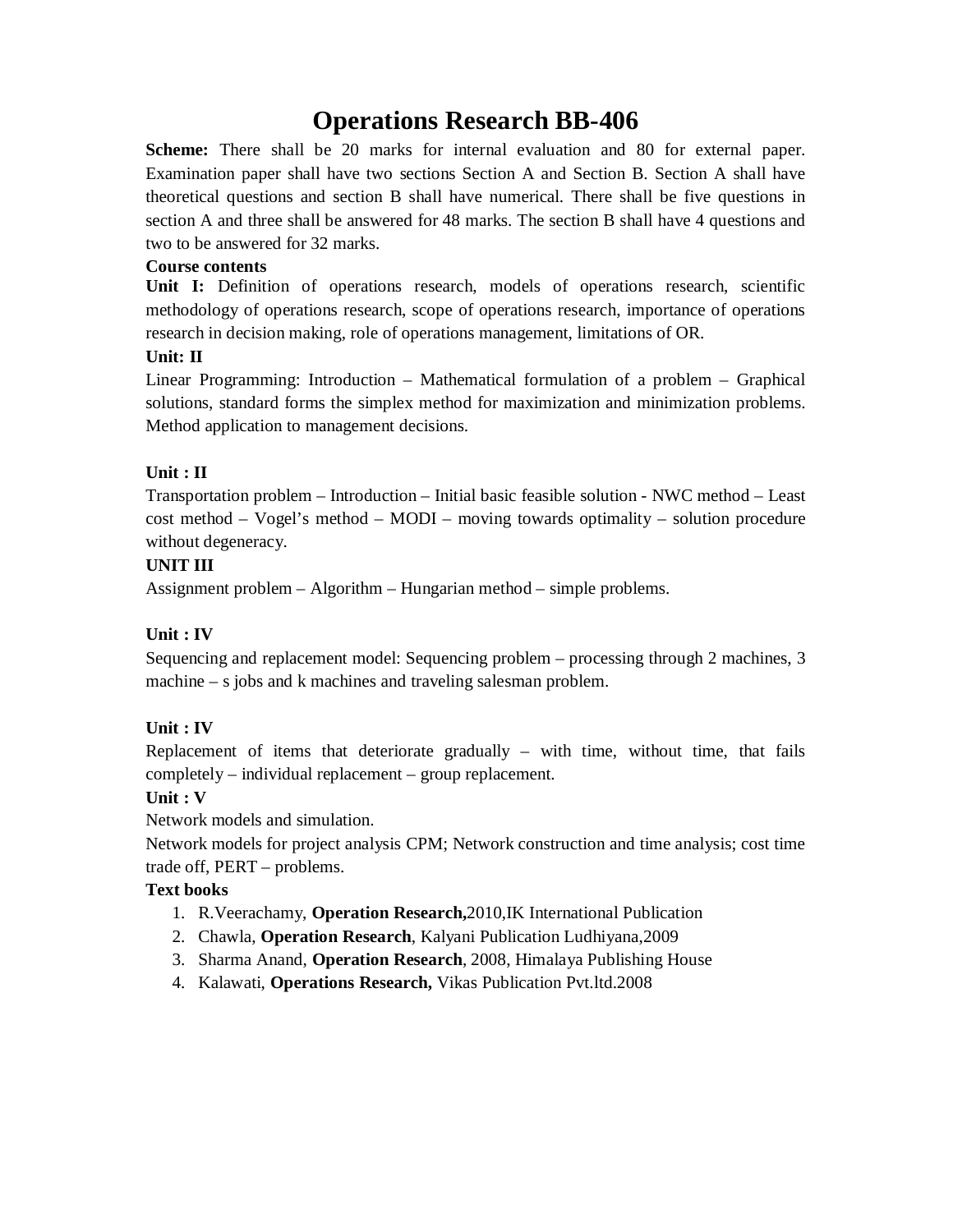# Operations Research BB-406

**Scheme:** There shall be 20 marks for internal evaluation and 80 for external paper. Examination paper shall have two sections Section A and Section B. Section A shall have theoretical questions and section B shall have numerical. There shall be five questions in section A and three shall be answered for 48 marks. The section B shall have 4 questions and two to be answered for 32 marks.

**Course contents**

**Unit I:** Definition of operations research, models of operations research, scientific methodology of operations research, scope of operations research, importance of operations research in decision making, role of operations management, limitations of OR.

**Unit: II**

Linear Programming: Introduction – Mathematical formulation of a problem – Graphical solutions, standard forms the simplex method for maximization and minimization problems. Method application to management decisions.

**Unit : II**

Transportation problem – Introduction – Initial basic feasible solution - NWC method – Least cost method – Vogel's method – MODI – moving towards optimality – solution procedure without degeneracy.

**UNIT III**

Assignment problem – Algorithm – Hungarian method – simple problems.

**Unit : IV**

Sequencing and replacement model: Sequencing problem – processing through 2 machines, 3 machine – s jobs and k machines and traveling salesman problem.

**Unit : IV**

Replacement of items that deteriorate gradually – with time, without time, that fails completely – individual replacement – group replacement.

**Unit : V**

Network models and simulation.

Network models for project analysis CPM; Network construction and time analysis; cost time trade off, PERT – problems.

**Text books**

1. R.Veerachamy, **Operation Research,**2010,IK International Publication
2. Chawla, **Operation Research**, Kalyani Publication Ludhiyana,2009
3. Sharma Anand, **Operation Research**, 2008, Himalaya Publishing House
4. Kalawati, **Operations Research,** Vikas Publication Pvt.ltd.2008